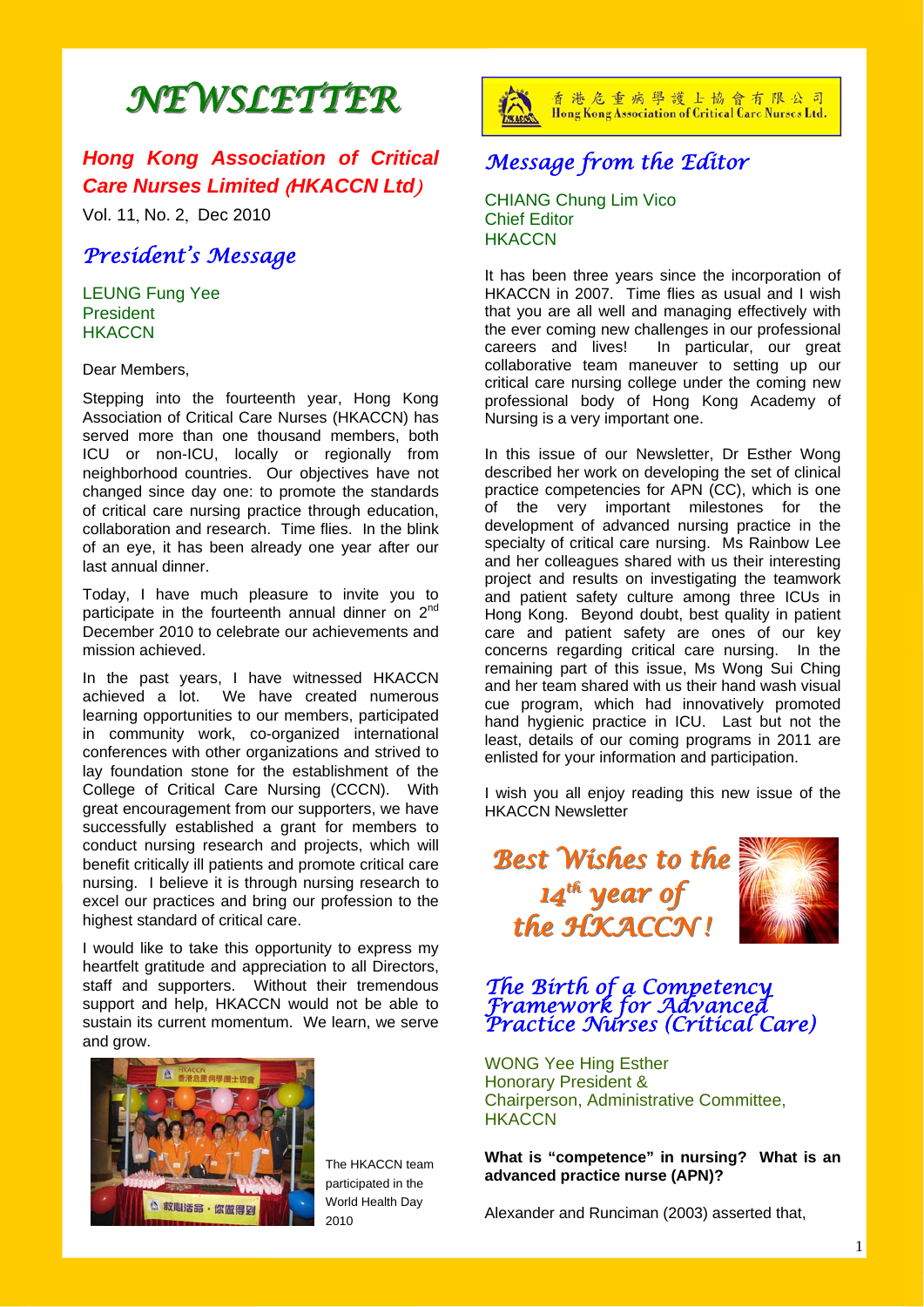# NEWSLETTER

***Hong Kong Association of Critical Care Nurses Limited (HKACCN Ltd)***

Vol. 11, No. 2, Dec 2010

香港危重病學護士協會有限公司
Hong Kong Association of Critical Care Nurses Ltd.

## *President's Message*

LEUNG Fung Yee
President
HKACCN

Dear Members,

Stepping into the fourteenth year, Hong Kong Association of Critical Care Nurses (HKACCN) has served more than one thousand members, both ICU or non-ICU, locally or regionally from neighborhood countries. Our objectives have not changed since day one: to promote the standards of critical care nursing practice through education, collaboration and research. Time flies. In the blink of an eye, it has been already one year after our last annual dinner.

Today, I have much pleasure to invite you to participate in the fourteenth annual dinner on 2nd December 2010 to celebrate our achievements and mission achieved.

In the past years, I have witnessed HKACCN achieved a lot. We have created numerous learning opportunities to our members, participated in community work, co-organized international conferences with other organizations and strived to lay foundation stone for the establishment of the College of Critical Care Nursing (CCCN). With great encouragement from our supporters, we have successfully established a grant for members to conduct nursing research and projects, which will benefit critically ill patients and promote critical care nursing. I believe it is through nursing research to excel our practices and bring our profession to the highest standard of critical care.

I would like to take this opportunity to express my heartfelt gratitude and appreciation to all Directors, staff and supporters. Without their tremendous support and help, HKACCN would not be able to sustain its current momentum. We learn, we serve and grow.

The HKACCN team participated in the World Health Day 2010

## *Message from the Editor*

CHIANG Chung Lim Vico
Chief Editor
HKACCN

It has been three years since the incorporation of HKACCN in 2007. Time flies as usual and I wish that you are all well and managing effectively with the ever coming new challenges in our professional careers and lives! In particular, our great collaborative team maneuver to setting up our critical care nursing college under the coming new professional body of Hong Kong Academy of Nursing is a very important one.

In this issue of our Newsletter, Dr Esther Wong described her work on developing the set of clinical practice competencies for APN (CC), which is one of the very important milestones for the development of advanced nursing practice in the specialty of critical care nursing. Ms Rainbow Lee and her colleagues shared with us their interesting project and results on investigating the teamwork and patient safety culture among three ICUs in Hong Kong. Beyond doubt, best quality in patient care and patient safety are ones of our key concerns regarding critical care nursing. In the remaining part of this issue, Ms Wong Sui Ching and her team shared with us their hand wash visual cue program, which had innovatively promoted hand hygienic practice in ICU. Last but not the least, details of our coming programs in 2011 are enlisted for your information and participation.

I wish you all enjoy reading this new issue of the HKACCN Newsletter

***Best Wishes to the 14th year of the HKACCN!***

## *The Birth of a Competency Framework for Advanced Practice Nurses (Critical Care)*

WONG Yee Hing Esther
Honorary President &
Chairperson, Administrative Committee,
HKACCN

**What is "competence" in nursing? What is an advanced practice nurse (APN)?**

Alexander and Runciman (2003) asserted that,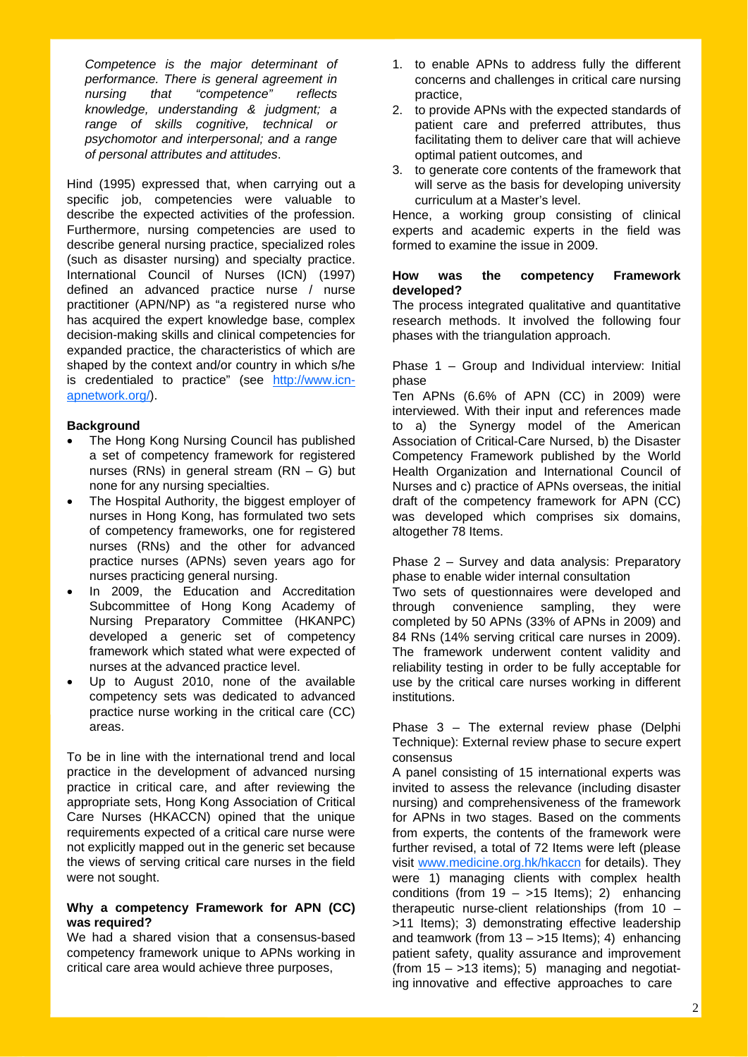*Competence is the major determinant of performance. There is general agreement in nursing that "competence" reflects knowledge, understanding & judgment; a range of skills cognitive, technical or psychomotor and interpersonal; and a range of personal attributes and attitudes*.

Hind (1995) expressed that, when carrying out a specific job, competencies were valuable to describe the expected activities of the profession. Furthermore, nursing competencies are used to describe general nursing practice, specialized roles (such as disaster nursing) and specialty practice. International Council of Nurses (ICN) (1997) defined an advanced practice nurse / nurse practitioner (APN/NP) as "a registered nurse who has acquired the expert knowledge base, complex decision-making skills and clinical competencies for expanded practice, the characteristics of which are shaped by the context and/or country in which s/he is credentialed to practice" (see http://www.icn-apnetwork.org/).

**Background**

- The Hong Kong Nursing Council has published a set of competency framework for registered nurses (RNs) in general stream (RN – G) but none for any nursing specialties.
- The Hospital Authority, the biggest employer of nurses in Hong Kong, has formulated two sets of competency frameworks, one for registered nurses (RNs) and the other for advanced practice nurses (APNs) seven years ago for nurses practicing general nursing.
- In 2009, the Education and Accreditation Subcommittee of Hong Kong Academy of Nursing Preparatory Committee (HKANPC) developed a generic set of competency framework which stated what were expected of nurses at the advanced practice level.
- Up to August 2010, none of the available competency sets was dedicated to advanced practice nurse working in the critical care (CC) areas.

To be in line with the international trend and local practice in the development of advanced nursing practice in critical care, and after reviewing the appropriate sets, Hong Kong Association of Critical Care Nurses (HKACCN) opined that the unique requirements expected of a critical care nurse were not explicitly mapped out in the generic set because the views of serving critical care nurses in the field were not sought.

**Why a competency Framework for APN (CC) was required?**

We had a shared vision that a consensus-based competency framework unique to APNs working in critical care area would achieve three purposes,

1. to enable APNs to address fully the different concerns and challenges in critical care nursing practice,
2. to provide APNs with the expected standards of patient care and preferred attributes, thus facilitating them to deliver care that will achieve optimal patient outcomes, and
3. to generate core contents of the framework that will serve as the basis for developing university curriculum at a Master's level.

Hence, a working group consisting of clinical experts and academic experts in the field was formed to examine the issue in 2009.

**How was the competency Framework developed?**

The process integrated qualitative and quantitative research methods. It involved the following four phases with the triangulation approach.

Phase 1 – Group and Individual interview: Initial phase

Ten APNs (6.6% of APN (CC) in 2009) were interviewed. With their input and references made to a) the Synergy model of the American Association of Critical-Care Nursed, b) the Disaster Competency Framework published by the World Health Organization and International Council of Nurses and c) practice of APNs overseas, the initial draft of the competency framework for APN (CC) was developed which comprises six domains, altogether 78 Items.

Phase 2 – Survey and data analysis: Preparatory phase to enable wider internal consultation

Two sets of questionnaires were developed and through convenience sampling, they were completed by 50 APNs (33% of APNs in 2009) and 84 RNs (14% serving critical care nurses in 2009). The framework underwent content validity and reliability testing in order to be fully acceptable for use by the critical care nurses working in different institutions.

Phase 3 – The external review phase (Delphi Technique): External review phase to secure expert consensus

A panel consisting of 15 international experts was invited to assess the relevance (including disaster nursing) and comprehensiveness of the framework for APNs in two stages. Based on the comments from experts, the contents of the framework were further revised, a total of 72 Items were left (please visit www.medicine.org.hk/hkaccn for details). They were 1) managing clients with complex health conditions (from 19 – >15 Items); 2) enhancing therapeutic nurse-client relationships (from 10 – >11 Items); 3) demonstrating effective leadership and teamwork (from 13 – >15 Items); 4) enhancing patient safety, quality assurance and improvement (from 15 – >13 items); 5) managing and negotiating innovative and effective approaches to care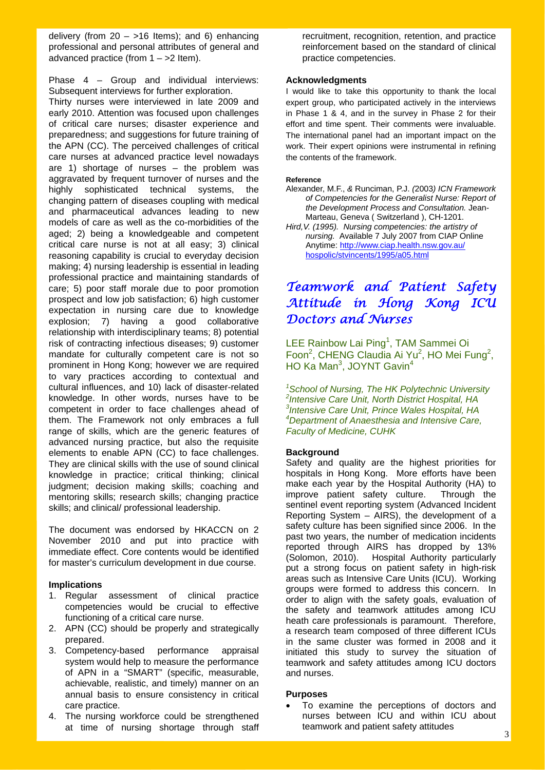delivery (from 20 – >16 Items); and 6) enhancing professional and personal attributes of general and advanced practice (from 1 – >2 Item).

Phase 4 – Group and individual interviews: Subsequent interviews for further exploration.

Thirty nurses were interviewed in late 2009 and early 2010. Attention was focused upon challenges of critical care nurses; disaster experience and preparedness; and suggestions for future training of the APN (CC). The perceived challenges of critical care nurses at advanced practice level nowadays are 1) shortage of nurses – the problem was aggravated by frequent turnover of nurses and the highly sophisticated technical systems, the changing pattern of diseases coupling with medical and pharmaceutical advances leading to new models of care as well as the co-morbidities of the aged; 2) being a knowledgeable and competent critical care nurse is not at all easy; 3) clinical reasoning capability is crucial to everyday decision making; 4) nursing leadership is essential in leading professional practice and maintaining standards of care; 5) poor staff morale due to poor promotion prospect and low job satisfaction; 6) high customer expectation in nursing care due to knowledge explosion; 7) having a good collaborative relationship with interdisciplinary teams; 8) potential risk of contracting infectious diseases; 9) customer mandate for culturally competent care is not so prominent in Hong Kong; however we are required to vary practices according to contextual and cultural influences, and 10) lack of disaster-related knowledge. In other words, nurses have to be competent in order to face challenges ahead of them. The Framework not only embraces a full range of skills, which are the generic features of advanced nursing practice, but also the requisite elements to enable APN (CC) to face challenges. They are clinical skills with the use of sound clinical knowledge in practice; critical thinking; clinical judgment; decision making skills; coaching and mentoring skills; research skills; changing practice skills; and clinical/ professional leadership.

The document was endorsed by HKACCN on 2 November 2010 and put into practice with immediate effect. Core contents would be identified for master's curriculum development in due course.

**Implications**

1. Regular assessment of clinical practice competencies would be crucial to effective functioning of a critical care nurse.
2. APN (CC) should be properly and strategically prepared.
3. Competency-based performance appraisal system would help to measure the performance of APN in a "SMART" (specific, measurable, achievable, realistic, and timely) manner on an annual basis to ensure consistency in critical care practice.
4. The nursing workforce could be strengthened at time of nursing shortage through staff recruitment, recognition, retention, and practice reinforcement based on the standard of clinical practice competencies.

**Acknowledgments**

I would like to take this opportunity to thank the local expert group, who participated actively in the interviews in Phase 1 & 4, and in the survey in Phase 2 for their effort and time spent. Their comments were invaluable. The international panel had an important impact on the work. Their expert opinions were instrumental in refining the contents of the framework.

**Reference**

Alexander, M.F., & Runciman, P.J. (2003) *ICN Framework of Competencies for the Generalist Nurse: Report of the Development Process and Consultation.* Jean-Marteau, Geneva ( Switzerland ), CH-1201.

*Hird,V. (1995). Nursing competencies: the artistry of nursing.* Available 7 July 2007 from CIAP Online Anytime: http://www.ciap.health.nsw.gov.au/hospolic/stvincents/1995/a05.html

# Teamwork and Patient Safety Attitude in Hong Kong ICU Doctors and Nurses

LEE Rainbow Lai Ping[1], TAM Sammei Oi Foon[2], CHENG Claudia Ai Yu[2], HO Mei Fung[2], HO Ka Man[3], JOYNT Gavin[4]

*[1]School of Nursing, The HK Polytechnic University*
*[2]Intensive Care Unit, North District Hospital, HA*
*[3]Intensive Care Unit, Prince Wales Hospital, HA*
*[4]Department of Anaesthesia and Intensive Care, Faculty of Medicine, CUHK*

**Background**

Safety and quality are the highest priorities for hospitals in Hong Kong. More efforts have been make each year by the Hospital Authority (HA) to improve patient safety culture. Through the sentinel event reporting system (Advanced Incident Reporting System – AIRS), the development of a safety culture has been signified since 2006. In the past two years, the number of medication incidents reported through AIRS has dropped by 13% (Solomon, 2010). Hospital Authority particularly put a strong focus on patient safety in high-risk areas such as Intensive Care Units (ICU). Working groups were formed to address this concern. In order to align with the safety goals, evaluation of the safety and teamwork attitudes among ICU heath care professionals is paramount. Therefore, a research team composed of three different ICUs in the same cluster was formed in 2008 and it initiated this study to survey the situation of teamwork and safety attitudes among ICU doctors and nurses.

**Purposes**

- To examine the perceptions of doctors and nurses between ICU and within ICU about teamwork and patient safety attitudes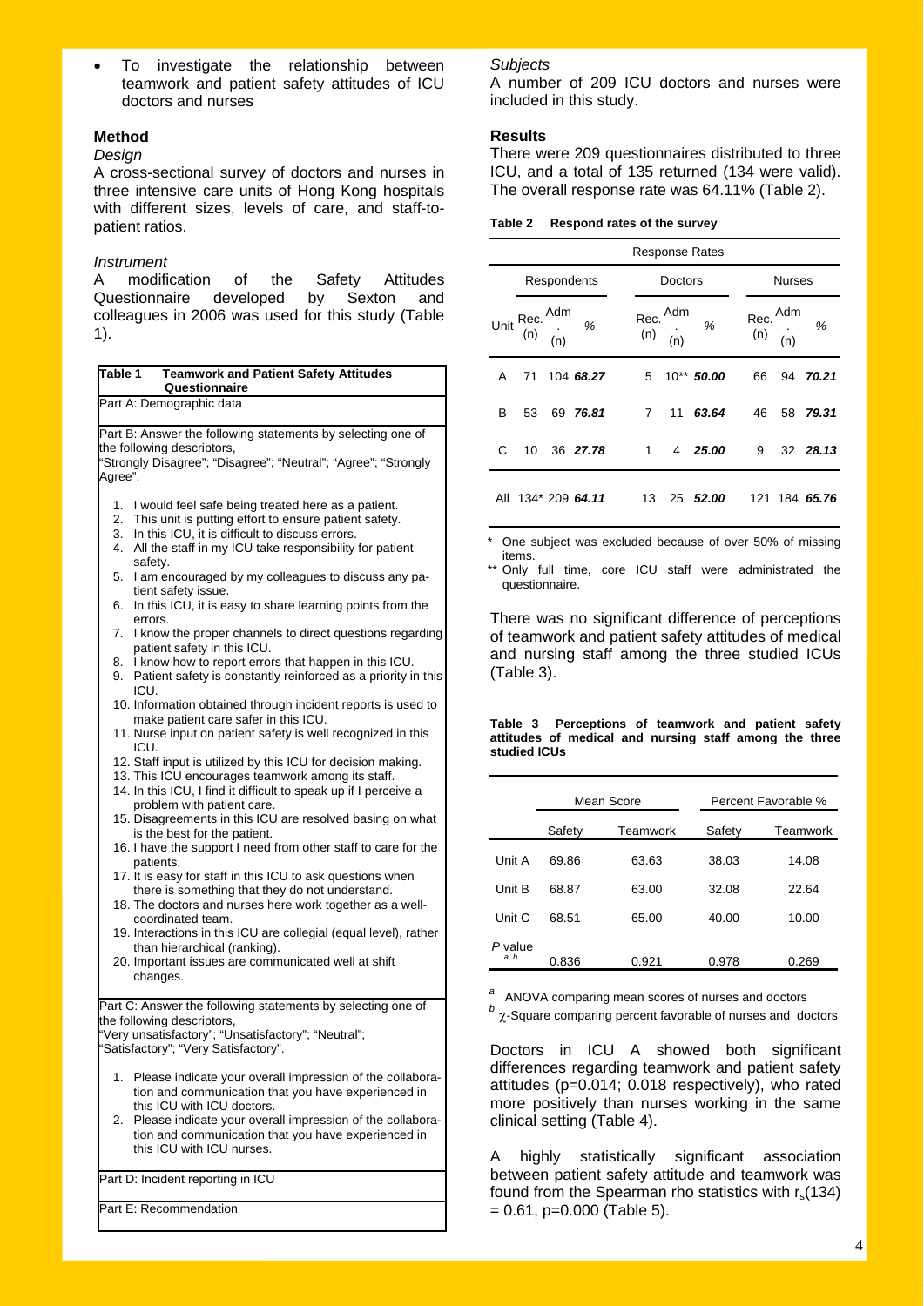- To investigate the relationship between teamwork and patient safety attitudes of ICU doctors and nurses

## Method

*Design*

A cross-sectional survey of doctors and nurses in three intensive care units of Hong Kong hospitals with different sizes, levels of care, and staff-to-patient ratios.

*Instrument*

A modification of the Safety Attitudes Questionnaire developed by Sexton and colleagues in 2006 was used for this study (Table 1).

**Table 1 Teamwork and Patient Safety Attitudes Questionnaire**

Part A: Demographic data

Part B: Answer the following statements by selecting one of the following descriptors,
"Strongly Disagree"; "Disagree"; "Neutral"; "Agree"; "Strongly Agree".

1. I would feel safe being treated here as a patient.
2. This unit is putting effort to ensure patient safety.
3. In this ICU, it is difficult to discuss errors.
4. All the staff in my ICU take responsibility for patient safety.
5. I am encouraged by my colleagues to discuss any patient safety issue.
6. In this ICU, it is easy to share learning points from the errors.
7. I know the proper channels to direct questions regarding patient safety in this ICU.
8. I know how to report errors that happen in this ICU.
9. Patient safety is constantly reinforced as a priority in this ICU.
10. Information obtained through incident reports is used to make patient care safer in this ICU.
11. Nurse input on patient safety is well recognized in this ICU.
12. Staff input is utilized by this ICU for decision making.
13. This ICU encourages teamwork among its staff.
14. In this ICU, I find it difficult to speak up if I perceive a problem with patient care.
15. Disagreements in this ICU are resolved basing on what is the best for the patient.
16. I have the support I need from other staff to care for the patients.
17. It is easy for staff in this ICU to ask questions when there is something that they do not understand.
18. The doctors and nurses here work together as a well-coordinated team.
19. Interactions in this ICU are collegial (equal level), rather than hierarchical (ranking).
20. Important issues are communicated well at shift changes.

Part C: Answer the following statements by selecting one of the following descriptors,
"Very unsatisfactory"; "Unsatisfactory"; "Neutral"; "Satisfactory"; "Very Satisfactory".

1. Please indicate your overall impression of the collaboration and communication that you have experienced in this ICU with ICU doctors.
2. Please indicate your overall impression of the collaboration and communication that you have experienced in this ICU with ICU nurses.

Part D: Incident reporting in ICU

Part E: Recommendation

*Subjects*

A number of 209 ICU doctors and nurses were included in this study.

## Results

There were 209 questionnaires distributed to three ICU, and a total of 135 returned (134 were valid). The overall response rate was 64.11% (Table 2).

**Table 2 Respond rates of the survey**

| Response Rates | | | | | | | | | |
|---|---|---|---|---|---|---|---|---|---|
| Respondents | | | | Doctors | | | Nurses | | |
| Unit | Rec. (n) | Adm. (n) | % | Rec. (n) | Adm. (n) | % | Rec. (n) | Adm. (n) | % |
| A | 71 | 104 | ***68.27*** | 5 | 10** | ***50.00*** | 66 | 94 | ***70.21*** |
| B | 53 | 69 | ***76.81*** | 7 | 11 | ***63.64*** | 46 | 58 | ***79.31*** |
| C | 10 | 36 | ***27.78*** | 1 | 4 | ***25.00*** | 9 | 32 | ***28.13*** |
| All | 134* | 209 | ***64.11*** | 13 | 25 | ***52.00*** | 121 | 184 | ***65.76*** |

\* One subject was excluded because of over 50% of missing items.
\** Only full time, core ICU staff were administrated the questionnaire.

There was no significant difference of perceptions of teamwork and patient safety attitudes of medical and nursing staff among the three studied ICUs (Table 3).

**Table 3 Perceptions of teamwork and patient safety attitudes of medical and nursing staff among the three studied ICUs**

| | Mean Score | | Percent Favorable % | |
|---|---|---|---|---|
| | Safety | Teamwork | Safety | Teamwork |
| Unit A | 69.86 | 63.63 | 38.03 | 14.08 |
| Unit B | 68.87 | 63.00 | 32.08 | 22.64 |
| Unit C | 68.51 | 65.00 | 40.00 | 10.00 |
| *P* value [a, b] | 0.836 | 0.921 | 0.978 | 0.269 |

[a] ANOVA comparing mean scores of nurses and doctors
[b] $\chi$-Square comparing percent favorable of nurses and doctors

Doctors in ICU A showed both significant differences regarding teamwork and patient safety attitudes (p=0.014; 0.018 respectively), who rated more positively than nurses working in the same clinical setting (Table 4).

A highly statistically significant association between patient safety attitude and teamwork was found from the Spearman rho statistics with $r_s(134) = 0.61$, p=0.000 (Table 5).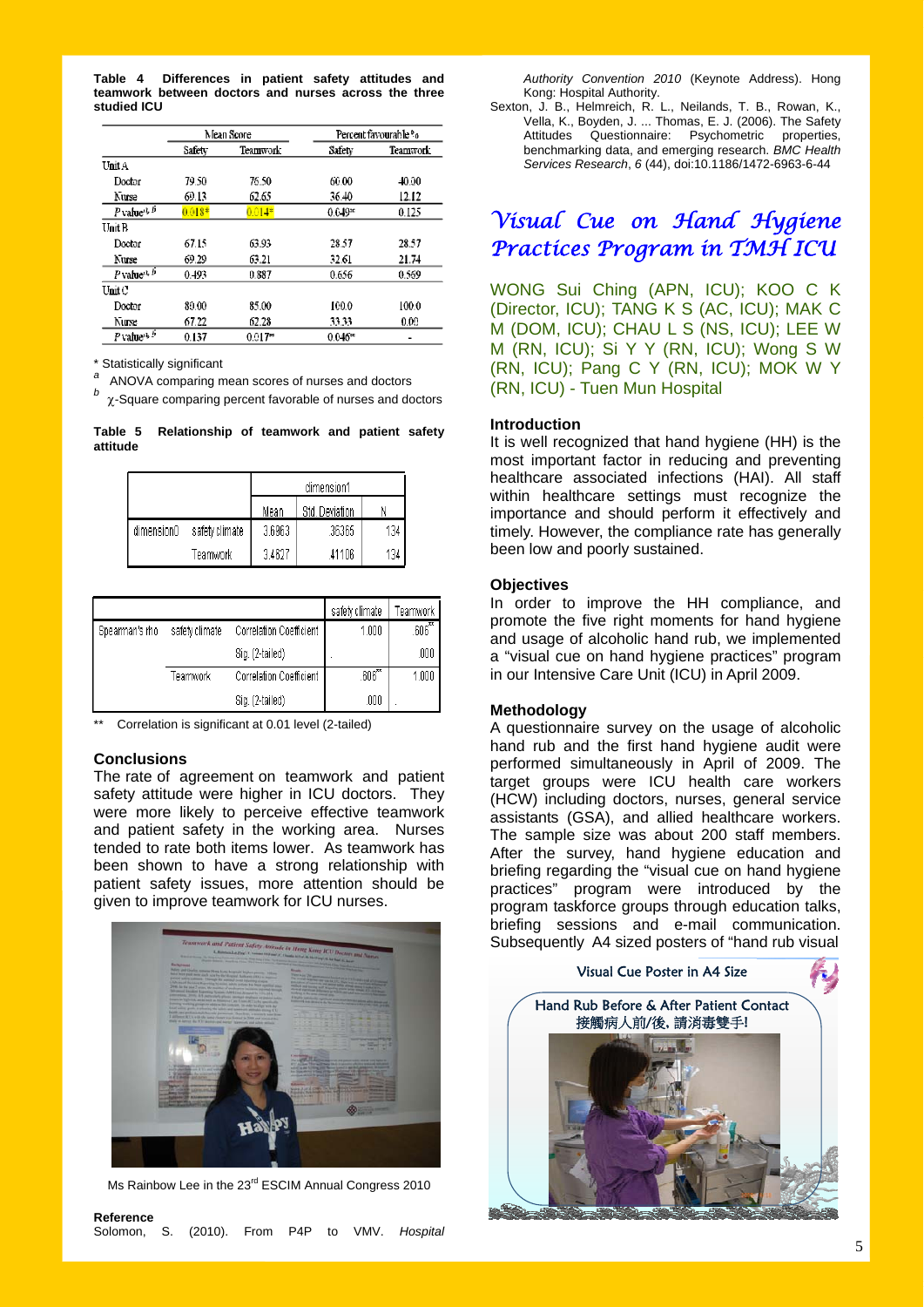**Table 4 Differences in patient safety attitudes and teamwork between doctors and nurses across the three studied ICU**

| | Mean Score | | Percent favourable % | |
|---|---|---|---|---|
| | Safety | Teamwork | Safety | Teamwork |
| Unit A | | | | |
| Doctor | 79.50 | 76.50 | 60.00 | 40.00 |
| Nurse | 69.13 | 62.65 | 36.40 | 12.12 |
| P value[a, b] | 0.018* | 0.014* | 0.049* | 0.125 |
| Unit B | | | | |
| Doctor | 67.15 | 63.93 | 28.57 | 28.57 |
| Nurse | 69.29 | 63.21 | 32.61 | 21.74 |
| P value[a, b] | 0.493 | 0.887 | 0.656 | 0.569 |
| Unit C | | | | |
| Doctor | 89.00 | 85.00 | 100.0 | 100.0 |
| Nurse | 67.22 | 62.28 | 33.33 | 0.00 |
| P value[a, b] | 0.137 | 0.017* | 0.046* | - |

\* Statistically significant

[a] ANOVA comparing mean scores of nurses and doctors

[b] $\chi$-Square comparing percent favorable of nurses and doctors

**Table 5 Relationship of teamwork and patient safety attitude**

| | | dimension1 | | |
|---|---|---|---|---|
| | | Mean | Std. Deviation | N |
| dimension0 | safety climate | 3.6963 | .36365 | 134 |
| | Teamwork | 3.4627 | .41106 | 134 |

| | | | safety climate | Teamwork |
|---|---|---|---|---|
| Spearman's rho | safety climate | Correlation Coefficient | 1.000 | .606** |
| | | Sig. (2-tailed) | . | .000 |
| | Teamwork | Correlation Coefficient | .606** | 1.000 |
| | | Sig. (2-tailed) | .000 | . |

\*\* Correlation is significant at 0.01 level (2-tailed)

### Conclusions

The rate of agreement on teamwork and patient safety attitude were higher in ICU doctors. They were more likely to perceive effective teamwork and patient safety in the working area. Nurses tended to rate both items lower. As teamwork has been shown to have a strong relationship with patient safety issues, more attention should be given to improve teamwork for ICU nurses.

Ms Rainbow Lee in the 23rd ESCIM Annual Congress 2010

### Reference

Solomon, S. (2010). From P4P to VMV. *Hospital Authority Convention 2010* (Keynote Address). Hong Kong: Hospital Authority.

Sexton, J. B., Helmreich, R. L., Neilands, T. B., Rowan, K., Vella, K., Boyden, J. ... Thomas, E. J. (2006). The Safety Attitudes Questionnaire: Psychometric properties, benchmarking data, and emerging research. *BMC Health Services Research*, *6* (44), doi:10.1186/1472-6963-6-44

# Visual Cue on Hand Hygiene Practices Program in TMH ICU

WONG Sui Ching (APN, ICU); KOO C K (Director, ICU); TANG K S (AC, ICU); MAK C M (DOM, ICU); CHAU L S (NS, ICU); LEE W M (RN, ICU); Si Y Y (RN, ICU); Wong S W (RN, ICU); Pang C Y (RN, ICU); MOK W Y (RN, ICU) - Tuen Mun Hospital

### Introduction

It is well recognized that hand hygiene (HH) is the most important factor in reducing and preventing healthcare associated infections (HAI). All staff within healthcare settings must recognize the importance and should perform it effectively and timely. However, the compliance rate has generally been low and poorly sustained.

### Objectives

In order to improve the HH compliance, and promote the five right moments for hand hygiene and usage of alcoholic hand rub, we implemented a "visual cue on hand hygiene practices" program in our Intensive Care Unit (ICU) in April 2009.

### Methodology

A questionnaire survey on the usage of alcoholic hand rub and the first hand hygiene audit were performed simultaneously in April of 2009. The target groups were ICU health care workers (HCW) including doctors, nurses, general service assistants (GSA), and allied healthcare workers. The sample size was about 200 staff members. After the survey, hand hygiene education and briefing regarding the "visual cue on hand hygiene practices" program were introduced by the program taskforce groups through education talks, briefing sessions and e-mail communication. Subsequently A4 sized posters of "hand rub visual

Visual Cue Poster in A4 Size

Hand Rub Before & After Patient Contact
接觸病人前/後, 請消毒雙手!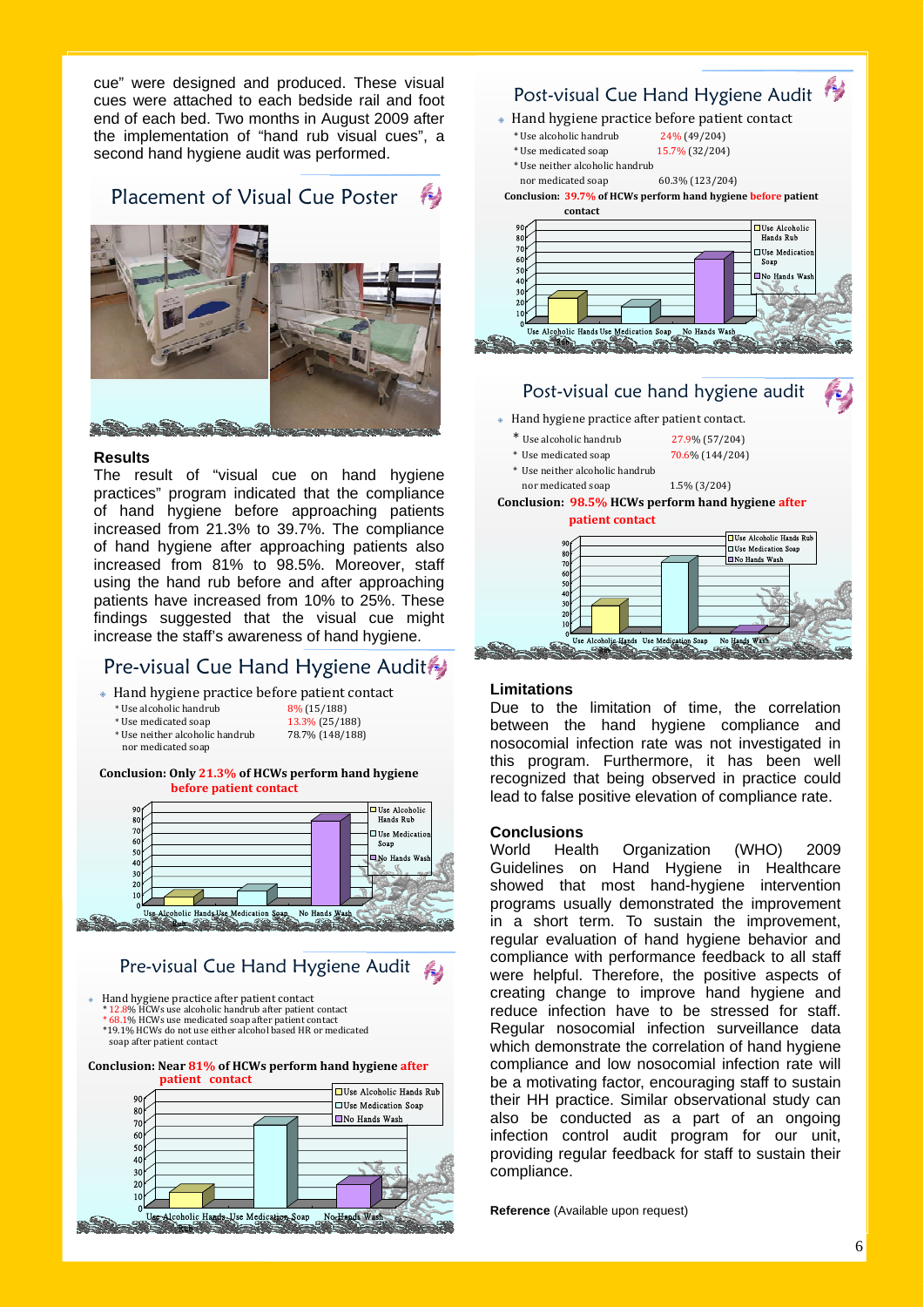cue" were designed and produced. These visual cues were attached to each bedside rail and foot end of each bed. Two months in August 2009 after the implementation of "hand rub visual cues", a second hand hygiene audit was performed.

## Placement of Visual Cue Poster

### Results

The result of "visual cue on hand hygiene practices" program indicated that the compliance of hand hygiene before approaching patients increased from 21.3% to 39.7%. The compliance of hand hygiene after approaching patients also increased from 81% to 98.5%. Moreover, staff using the hand rub before and after approaching patients have increased from 10% to 25%. These findings suggested that the visual cue might increase the staff's awareness of hand hygiene.

## Pre-visual Cue Hand Hygiene Audit

- Hand hygiene practice before patient contact
  - * Use alcoholic handrub 8% (15/188)
  - * Use medicated soap 13.3% (25/188)
  - * Use neither alcoholic handrub nor medicated soap 78.7% (148/188)

**Conclusion: Only 21.3% of HCWs perform hand hygiene before patient contact**

## Pre-visual Cue Hand Hygiene Audit

- Hand hygiene practice after patient contact
  - * 12.8% HCWs use alcoholic handrub after patient contact
  - * 68.1% HCWs use medicated soap after patient contact
  - *19.1% HCWs do not use either alcohol based HR or medicated soap after patient contact

**Conclusion: Near 81% of HCWs perform hand hygiene after patient contact**

## Post-visual Cue Hand Hygiene Audit

- Hand hygiene practice before patient contact
  - * Use alcoholic handrub 24% (49/204)
  - * Use medicated soap 15.7% (32/204)
  - * Use neither alcoholic handrub nor medicated soap 60.3% (123/204)

**Conclusion: 39.7% of HCWs perform hand hygiene before patient contact**

## Post-visual cue hand hygiene audit

- Hand hygiene practice after patient contact.
  - * Use alcoholic handrub 27.9% (57/204)
  - * Use medicated soap 70.6% (144/204)
  - * Use neither alcoholic handrub nor medicated soap 1.5% (3/204)

**Conclusion: 98.5% HCWs perform hand hygiene after patient contact**

### Limitations

Due to the limitation of time, the correlation between the hand hygiene compliance and nosocomial infection rate was not investigated in this program. Furthermore, it has been well recognized that being observed in practice could lead to false positive elevation of compliance rate.

### Conclusions

World Health Organization (WHO) 2009 Guidelines on Hand Hygiene in Healthcare showed that most hand-hygiene intervention programs usually demonstrated the improvement in a short term. To sustain the improvement, regular evaluation of hand hygiene behavior and compliance with performance feedback to all staff were helpful. Therefore, the positive aspects of creating change to improve hand hygiene and reduce infection have to be stressed for staff. Regular nosocomial infection surveillance data which demonstrate the correlation of hand hygiene compliance and low nosocomial infection rate will be a motivating factor, encouraging staff to sustain their HH practice. Similar observational study can also be conducted as a part of an ongoing infection control audit program for our unit, providing regular feedback for staff to sustain their compliance.

**Reference** (Available upon request)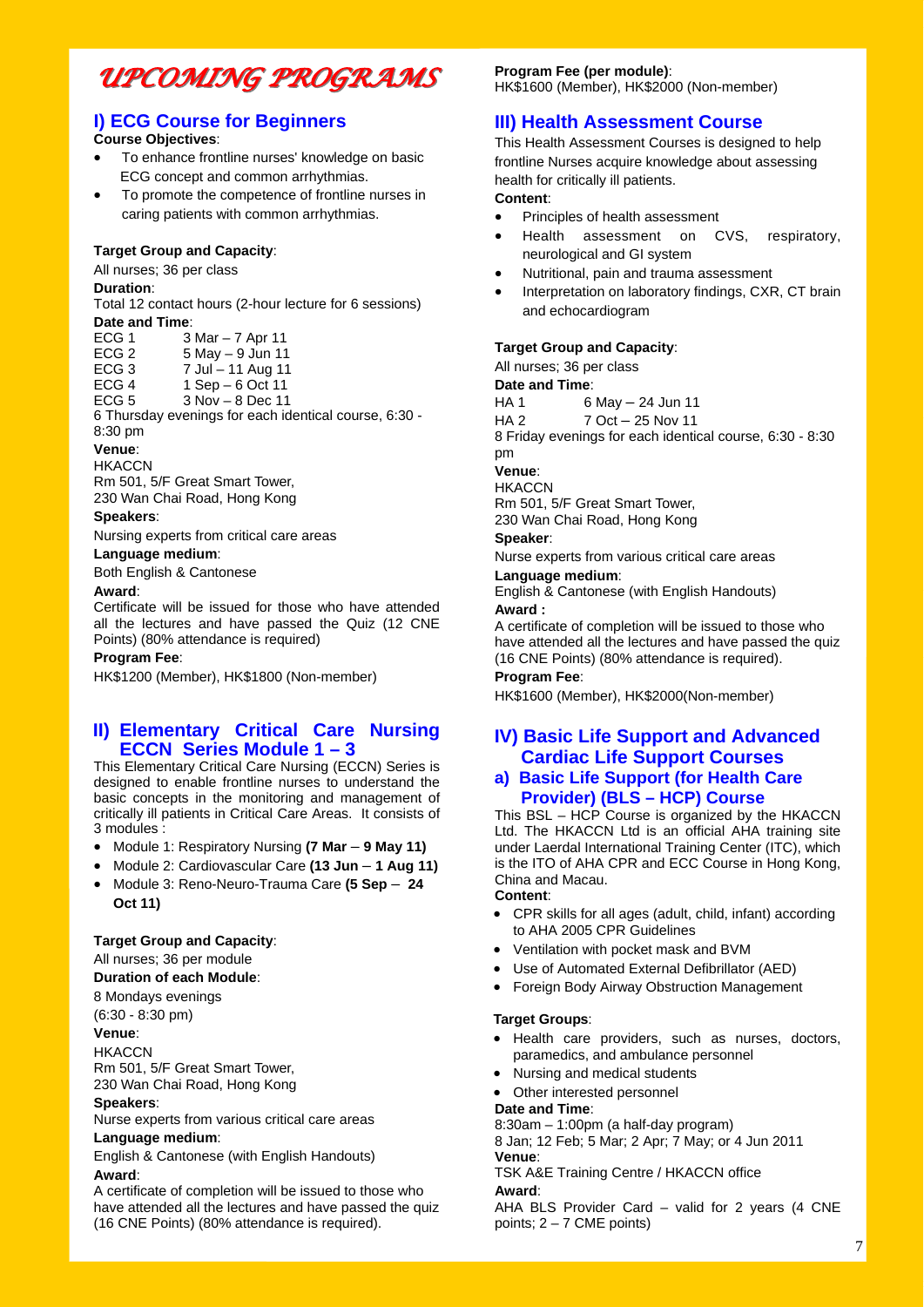# UPCOMING PROGRAMS

## I) ECG Course for Beginners

**Course Objectives**:

- To enhance frontline nurses' knowledge on basic ECG concept and common arrhythmias.
- To promote the competence of frontline nurses in caring patients with common arrhythmias.

**Target Group and Capacity**:

All nurses; 36 per class

**Duration**:

Total 12 contact hours (2-hour lecture for 6 sessions)

**Date and Time**:

ECG 1 3 Mar – 7 Apr 11
ECG 2 5 May – 9 Jun 11
ECG 3 7 Jul – 11 Aug 11
ECG 4 1 Sep – 6 Oct 11
ECG 5 3 Nov – 8 Dec 11

6 Thursday evenings for each identical course, 6:30 - 8:30 pm

**Venue**:

HKACCN
Rm 501, 5/F Great Smart Tower,
230 Wan Chai Road, Hong Kong

**Speakers**:

Nursing experts from critical care areas

**Language medium**:

Both English & Cantonese

**Award**:

Certificate will be issued for those who have attended all the lectures and have passed the Quiz (12 CNE Points) (80% attendance is required)

**Program Fee**:

HK$1200 (Member), HK$1800 (Non-member)

## II) Elementary Critical Care Nursing ECCN Series Module 1 – 3

This Elementary Critical Care Nursing (ECCN) Series is designed to enable frontline nurses to understand the basic concepts in the monitoring and management of critically ill patients in Critical Care Areas. It consists of 3 modules :

- Module 1: Respiratory Nursing **(7 Mar – 9 May 11)**
- Module 2: Cardiovascular Care **(13 Jun – 1 Aug 11)**
- Module 3: Reno-Neuro-Trauma Care **(5 Sep – 24 Oct 11)**

**Target Group and Capacity**:

All nurses; 36 per module

**Duration of each Module**:

8 Mondays evenings
(6:30 - 8:30 pm)

**Venue**:

HKACCN
Rm 501, 5/F Great Smart Tower,
230 Wan Chai Road, Hong Kong

**Speakers**:

Nurse experts from various critical care areas

**Language medium**:

English & Cantonese (with English Handouts)

**Award**:

A certificate of completion will be issued to those who have attended all the lectures and have passed the quiz (16 CNE Points) (80% attendance is required).

**Program Fee (per module)**:

HK$1600 (Member), HK$2000 (Non-member)

## III) Health Assessment Course

This Health Assessment Courses is designed to help frontline Nurses acquire knowledge about assessing health for critically ill patients.

**Content**:

- Principles of health assessment
- Health assessment on CVS, respiratory, neurological and GI system
- Nutritional, pain and trauma assessment
- Interpretation on laboratory findings, CXR, CT brain and echocardiogram

**Target Group and Capacity**:

All nurses; 36 per class

**Date and Time**:

HA 1 6 May – 24 Jun 11
HA 2 7 Oct – 25 Nov 11

8 Friday evenings for each identical course, 6:30 - 8:30 pm

**Venue**:

HKACCN
Rm 501, 5/F Great Smart Tower,
230 Wan Chai Road, Hong Kong

**Speaker**:

Nurse experts from various critical care areas

**Language medium**:

English & Cantonese (with English Handouts)

**Award :**

A certificate of completion will be issued to those who have attended all the lectures and have passed the quiz (16 CNE Points) (80% attendance is required).

**Program Fee**:

HK$1600 (Member), HK$2000(Non-member)

## IV) Basic Life Support and Advanced Cardiac Life Support Courses

### a) Basic Life Support (for Health Care Provider) (BLS – HCP) Course

This BSL – HCP Course is organized by the HKACCN Ltd. The HKACCN Ltd is an official AHA training site under Laerdal International Training Center (ITC), which is the ITO of AHA CPR and ECC Course in Hong Kong, China and Macau.

**Content**:

- CPR skills for all ages (adult, child, infant) according to AHA 2005 CPR Guidelines
- Ventilation with pocket mask and BVM
- Use of Automated External Defibrillator (AED)
- Foreign Body Airway Obstruction Management

**Target Groups**:

- Health care providers, such as nurses, doctors, paramedics, and ambulance personnel
- Nursing and medical students
- Other interested personnel

**Date and Time**:

8:30am – 1:00pm (a half-day program)
8 Jan; 12 Feb; 5 Mar; 2 Apr; 7 May; or 4 Jun 2011

**Venue**:

TSK A&E Training Centre / HKACCN office

**Award**:

AHA BLS Provider Card – valid for 2 years (4 CNE points; 2 – 7 CME points)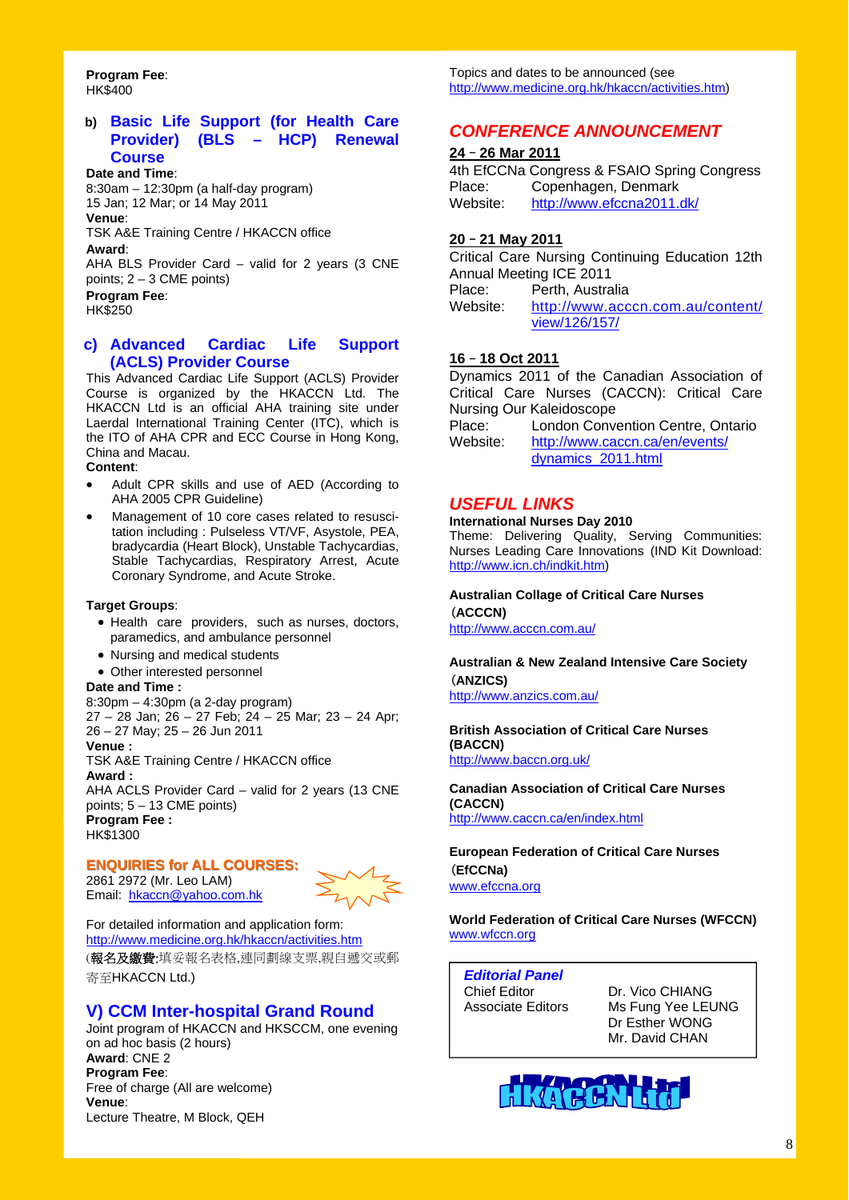**Program Fee**:
HK$400

### b) Basic Life Support (for Health Care Provider) (BLS – HCP) Renewal Course

**Date and Time**:
8:30am – 12:30pm (a half-day program)
15 Jan; 12 Mar; or 14 May 2011
**Venue**:
TSK A&E Training Centre / HKACCN office
**Award**:
AHA BLS Provider Card – valid for 2 years (3 CNE points; 2 – 3 CME points)
**Program Fee**:
HK$250

### c) Advanced Cardiac Life Support (ACLS) Provider Course

This Advanced Cardiac Life Support (ACLS) Provider Course is organized by the HKACCN Ltd. The HKACCN Ltd is an official AHA training site under Laerdal International Training Center (ITC), which is the ITO of AHA CPR and ECC Course in Hong Kong, China and Macau.
**Content**:

- Adult CPR skills and use of AED (According to AHA 2005 CPR Guideline)
- Management of 10 core cases related to resuscitation including : Pulseless VT/VF, Asystole, PEA, bradycardia (Heart Block), Unstable Tachycardias, Stable Tachycardias, Respiratory Arrest, Acute Coronary Syndrome, and Acute Stroke.

**Target Groups**:

- Health care providers, such as nurses, doctors, paramedics, and ambulance personnel
- Nursing and medical students
- Other interested personnel

**Date and Time :**
8:30pm – 4:30pm (a 2-day program)
27 – 28 Jan; 26 – 27 Feb; 24 – 25 Mar; 23 – 24 Apr; 26 – 27 May; 25 – 26 Jun 2011
**Venue :**
TSK A&E Training Centre / HKACCN office
**Award :**
AHA ACLS Provider Card – valid for 2 years (13 CNE points; 5 – 13 CME points)
**Program Fee :**
HK$1300

**ENQUIRIES for ALL COURSES:**
2861 2972 (Mr. Leo LAM)
Email: hkaccn@yahoo.com.hk

For detailed information and application form:
http://www.medicine.org.hk/hkaccn/activities.htm
(**報名及繳費:**填妥報名表格,連同劃線支票,親自遞交或郵寄至HKACCN Ltd.)

## V) CCM Inter-hospital Grand Round

Joint program of HKACCN and HKSCCM, one evening on ad hoc basis (2 hours)
**Award**: CNE 2
**Program Fee**:
Free of charge (All are welcome)
**Venue**:
Lecture Theatre, M Block, QEH

Topics and dates to be announced (see http://www.medicine.org.hk/hkaccn/activities.htm)

## *CONFERENCE ANNOUNCEMENT*

**24 – 26 Mar 2011**
4th EfCCNa Congress & FSAIO Spring Congress
Place: Copenhagen, Denmark
Website: http://www.efccna2011.dk/

**20 – 21 May 2011**
Critical Care Nursing Continuing Education 12th Annual Meeting ICE 2011
Place: Perth, Australia
Website: http://www.acccn.com.au/content/view/126/157/

**16 – 18 Oct 2011**
Dynamics 2011 of the Canadian Association of Critical Care Nurses (CACCN): Critical Care Nursing Our Kaleidoscope
Place: London Convention Centre, Ontario
Website: http://www.caccn.ca/en/events/dynamics_2011.html

## *USEFUL LINKS*

**International Nurses Day 2010**
Theme: Delivering Quality, Serving Communities: Nurses Leading Care Innovations (IND Kit Download: http://www.icn.ch/indkit.htm)

**Australian Collage of Critical Care Nurses (ACCCN)**
http://www.acccn.com.au/

**Australian & New Zealand Intensive Care Society (ANZICS)**
http://www.anzics.com.au/

**British Association of Critical Care Nurses (BACCN)**
http://www.baccn.org.uk/

**Canadian Association of Critical Care Nurses (CACCN)**
http://www.caccn.ca/en/index.html

**European Federation of Critical Care Nurses (EfCCNa)**
www.efccna.org

**World Federation of Critical Care Nurses (WFCCN)**
www.wfccn.org

***Editorial Panel***

| | |
|---|---|
| Chief Editor | Dr. Vico CHIANG |
| Associate Editors | Ms Fung Yee LEUNG |
| | Dr Esther WONG |
| | Mr. David CHAN |

HKACCN Ltd